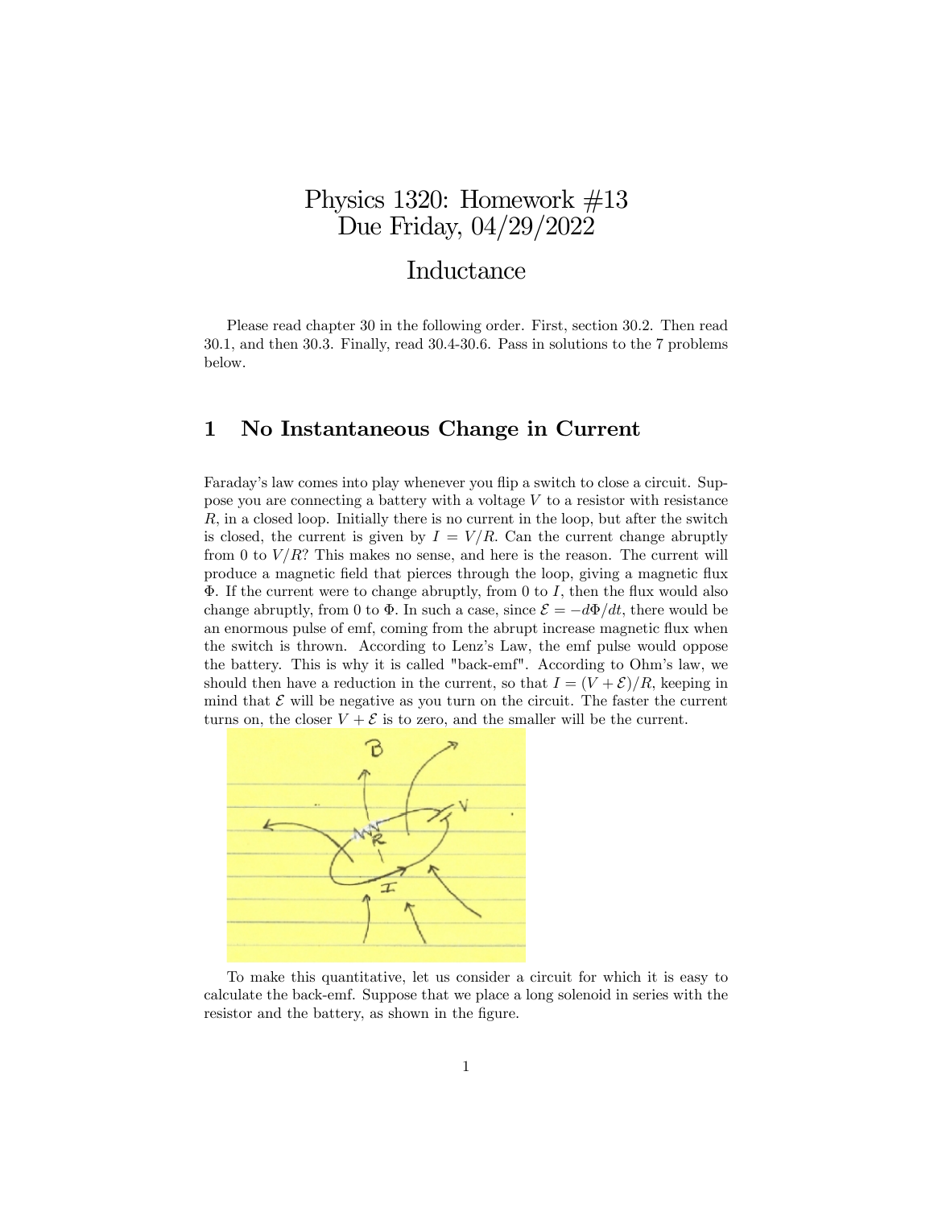# Physics 1320: Homework #13
# Due Friday, 04/29/2022

## Inductance

Please read chapter 30 in the following order. First, section 30.2. Then read 30.1, and then 30.3. Finally, read 30.4-30.6. Pass in solutions to the 7 problems below.

## 1 No Instantaneous Change in Current

Faraday's law comes into play whenever you flip a switch to close a circuit. Suppose you are connecting a battery with a voltage $V$ to a resistor with resistance $R$, in a closed loop. Initially there is no current in the loop, but after the switch is closed, the current is given by $I = V/R$. Can the current change abruptly from 0 to $V/R$? This makes no sense, and here is the reason. The current will produce a magnetic field that pierces through the loop, giving a magnetic flux $\Phi$. If the current were to change abruptly, from 0 to $I$, then the flux would also change abruptly, from 0 to $\Phi$. In such a case, since $\mathcal{E} = -d\Phi/dt$, there would be an enormous pulse of emf, coming from the abrupt increase magnetic flux when the switch is thrown. According to Lenz's Law, the emf pulse would oppose the battery. This is why it is called "back-emf". According to Ohm's law, we should then have a reduction in the current, so that $I = (V + \mathcal{E})/R$, keeping in mind that $\mathcal{E}$ will be negative as you turn on the circuit. The faster the current turns on, the closer $V + \mathcal{E}$ is to zero, and the smaller will be the current.

To make this quantitative, let us consider a circuit for which it is easy to calculate the back-emf. Suppose that we place a long solenoid in series with the resistor and the battery, as shown in the figure.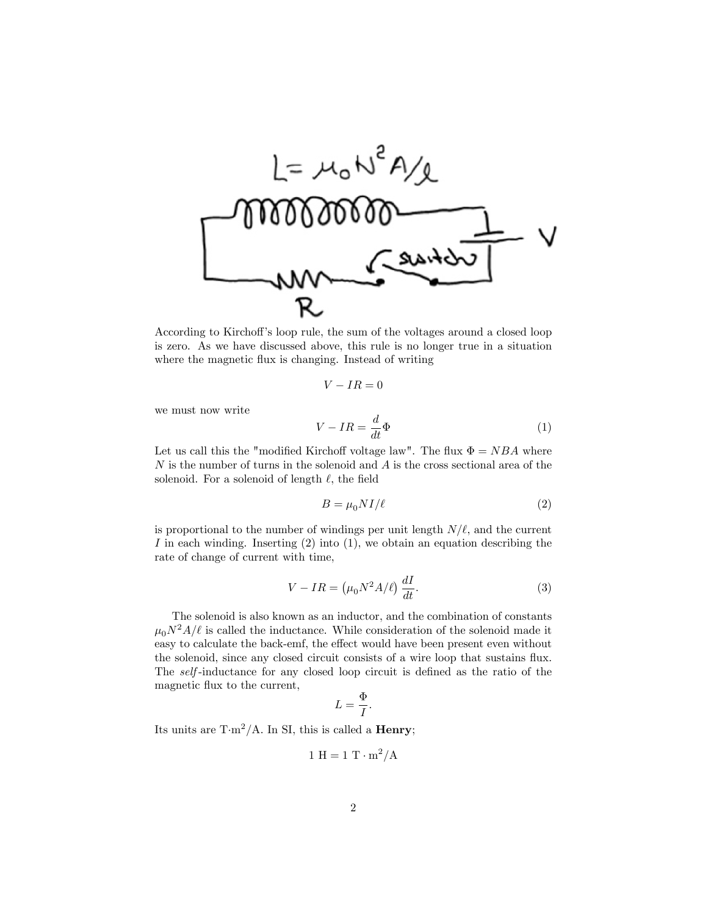According to Kirchoff's loop rule, the sum of the voltages around a closed loop is zero. As we have discussed above, this rule is no longer true in a situation where the magnetic flux is changing. Instead of writing

$$V - IR = 0$$

we must now write

$$V - IR = \frac{d}{dt}\Phi \tag{1}$$

Let us call this the "modified Kirchoff voltage law". The flux $\Phi = NBA$ where $N$ is the number of turns in the solenoid and $A$ is the cross sectional area of the solenoid. For a solenoid of length $\ell$, the field

$$B = \mu_0 NI/\ell \tag{2}$$

is proportional to the number of windings per unit length $N/\ell$, and the current $I$ in each winding. Inserting (2) into (1), we obtain an equation describing the rate of change of current with time,

$$V - IR = \left(\mu_0 N^2 A/\ell\right) \frac{dI}{dt}. \tag{3}$$

The solenoid is also known as an inductor, and the combination of constants $\mu_0 N^2 A/\ell$ is called the inductance. While consideration of the solenoid made it easy to calculate the back-emf, the effect would have been present even without the solenoid, since any closed circuit consists of a wire loop that sustains flux. The *self*-inductance for any closed loop circuit is defined as the ratio of the magnetic flux to the current,

$$L = \frac{\Phi}{I}.$$

Its units are T·m$^2$/A. In SI, this is called a **Henry**;

$$1 \text{ H} = 1 \text{ T} \cdot \text{m}^2/\text{A}$$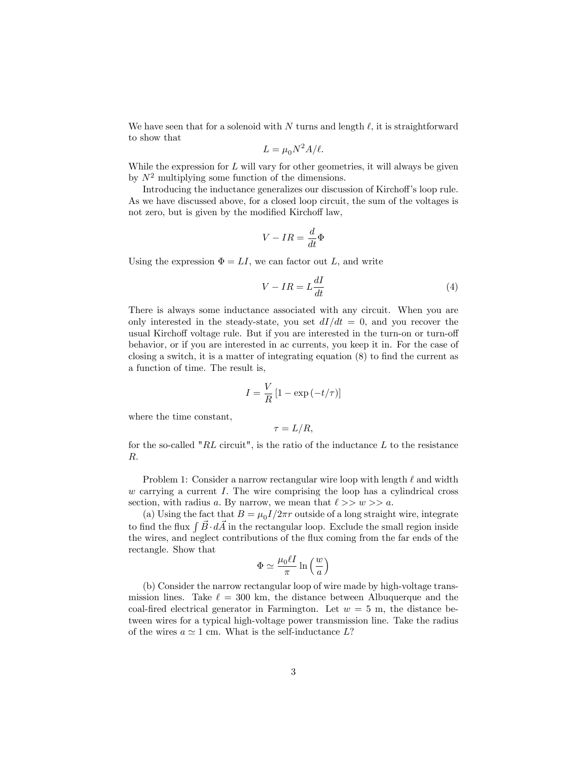We have seen that for a solenoid with $N$ turns and length $\ell$, it is straightforward to show that

$$L = \mu_0 N^2 A/\ell.$$

While the expression for $L$ will vary for other geometries, it will always be given by $N^2$ multiplying some function of the dimensions.

Introducing the inductance generalizes our discussion of Kirchoff's loop rule. As we have discussed above, for a closed loop circuit, the sum of the voltages is not zero, but is given by the modified Kirchoff law,

$$V - IR = \frac{d}{dt}\Phi$$

Using the expression $\Phi = LI$, we can factor out $L$, and write

$$V - IR = L\frac{dI}{dt} \tag{4}$$

There is always some inductance associated with any circuit. When you are only interested in the steady-state, you set $dI/dt = 0$, and you recover the usual Kirchoff voltage rule. But if you are interested in the turn-on or turn-off behavior, or if you are interested in ac currents, you keep it in. For the case of closing a switch, it is a matter of integrating equation (8) to find the current as a function of time. The result is,

$$I = \frac{V}{R}\left[1 - \exp\left(-t/\tau\right)\right]$$

where the time constant,

$$\tau = L/R,$$

for the so-called "$RL$ circuit", is the ratio of the inductance $L$ to the resistance $R$.

Problem 1: Consider a narrow rectangular wire loop with length $\ell$ and width $w$ carrying a current $I$. The wire comprising the loop has a cylindrical cross section, with radius $a$. By narrow, we mean that $\ell >> w >> a$.

(a) Using the fact that $B = \mu_0 I/2\pi r$ outside of a long straight wire, integrate to find the flux $\int \vec{B} \cdot d\vec{A}$ in the rectangular loop. Exclude the small region inside the wires, and neglect contributions of the flux coming from the far ends of the rectangle. Show that

$$\Phi \simeq \frac{\mu_0 \ell I}{\pi} \ln\left(\frac{w}{a}\right)$$

(b) Consider the narrow rectangular loop of wire made by high-voltage transmission lines. Take $\ell = 300$ km, the distance between Albuquerque and the coal-fired electrical generator in Farmington. Let $w = 5$ m, the distance between wires for a typical high-voltage power transmission line. Take the radius of the wires $a \simeq 1$ cm. What is the self-inductance $L$?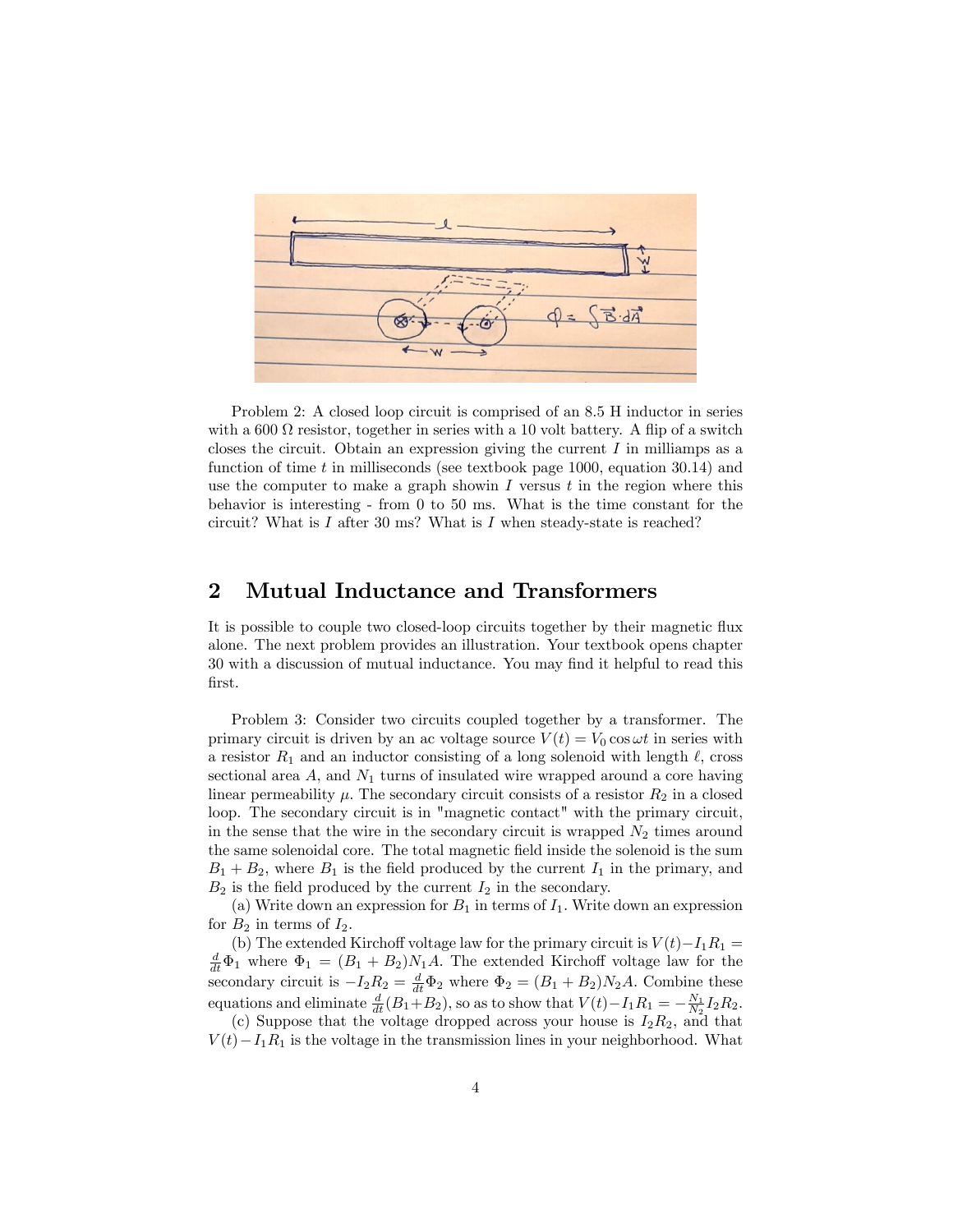Problem 2: A closed loop circuit is comprised of an 8.5 H inductor in series with a 600 Ω resistor, together in series with a 10 volt battery. A flip of a switch closes the circuit. Obtain an expression giving the current $I$ in milliamps as a function of time $t$ in milliseconds (see textbook page 1000, equation 30.14) and use the computer to make a graph showin $I$ versus $t$ in the region where this behavior is interesting - from 0 to 50 ms. What is the time constant for the circuit? What is $I$ after 30 ms? What is $I$ when steady-state is reached?

## 2 Mutual Inductance and Transformers

It is possible to couple two closed-loop circuits together by their magnetic flux alone. The next problem provides an illustration. Your textbook opens chapter 30 with a discussion of mutual inductance. You may find it helpful to read this first.

Problem 3: Consider two circuits coupled together by a transformer. The primary circuit is driven by an ac voltage source $V(t) = V_0 \cos \omega t$ in series with a resistor $R_1$ and an inductor consisting of a long solenoid with length $\ell$, cross sectional area $A$, and $N_1$ turns of insulated wire wrapped around a core having linear permeability $\mu$. The secondary circuit consists of a resistor $R_2$ in a closed loop. The secondary circuit is in "magnetic contact" with the primary circuit, in the sense that the wire in the secondary circuit is wrapped $N_2$ times around the same solenoidal core. The total magnetic field inside the solenoid is the sum $B_1 + B_2$, where $B_1$ is the field produced by the current $I_1$ in the primary, and $B_2$ is the field produced by the current $I_2$ in the secondary.

(a) Write down an expression for $B_1$ in terms of $I_1$. Write down an expression for $B_2$ in terms of $I_2$.

(b) The extended Kirchoff voltage law for the primary circuit is $V(t) - I_1 R_1 = \frac{d}{dt}\Phi_1$ where $\Phi_1 = (B_1 + B_2)N_1 A$. The extended Kirchoff voltage law for the secondary circuit is $-I_2 R_2 = \frac{d}{dt}\Phi_2$ where $\Phi_2 = (B_1 + B_2)N_2 A$. Combine these equations and eliminate $\frac{d}{dt}(B_1 + B_2)$, so as to show that $V(t) - I_1 R_1 = -\frac{N_1}{N_2} I_2 R_2$.

(c) Suppose that the voltage dropped across your house is $I_2 R_2$, and that $V(t) - I_1 R_1$ is the voltage in the transmission lines in your neighborhood. What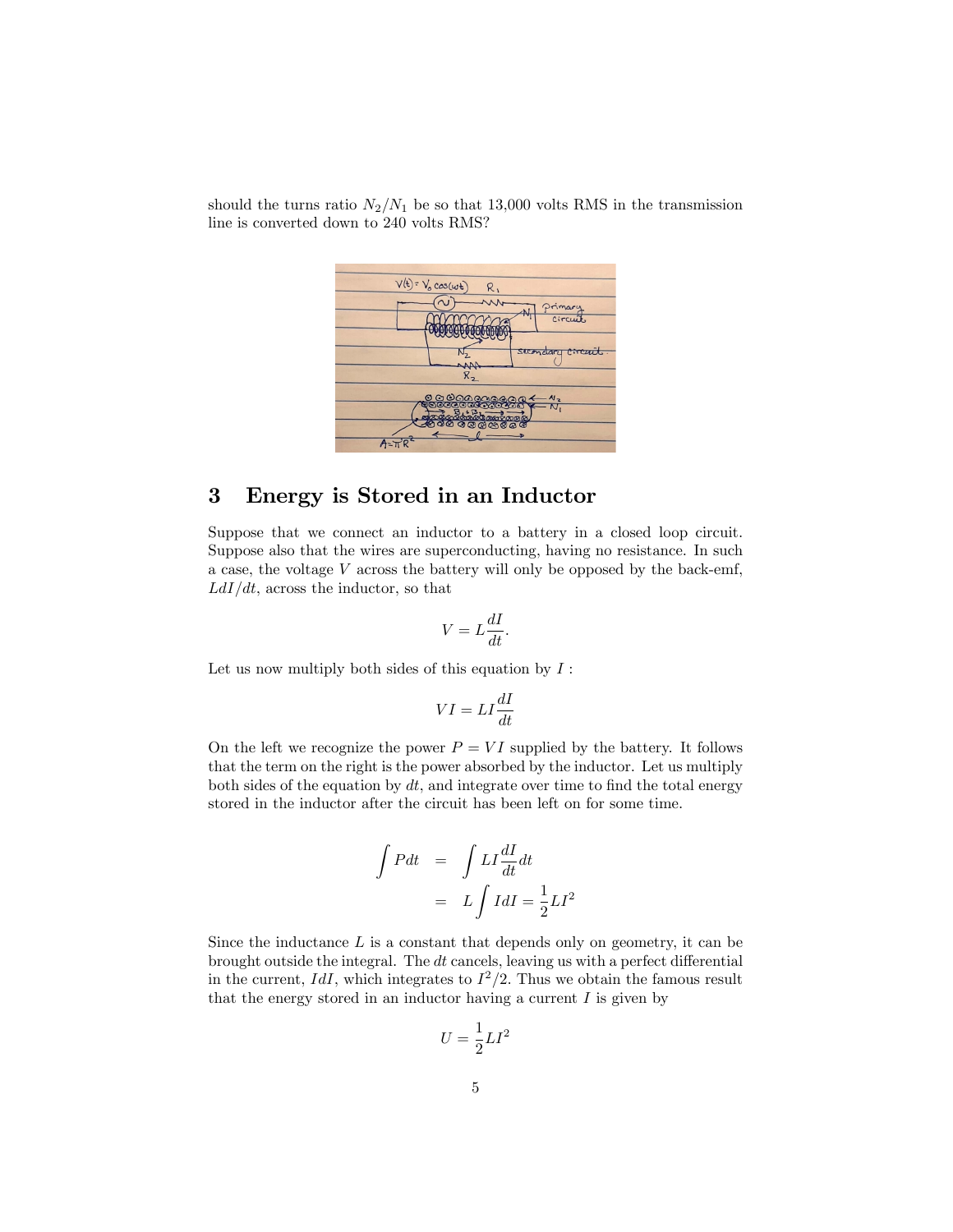should the turns ratio $N_2/N_1$ be so that 13,000 volts RMS in the transmission line is converted down to 240 volts RMS?

# 3 Energy is Stored in an Inductor

Suppose that we connect an inductor to a battery in a closed loop circuit. Suppose also that the wires are superconducting, having no resistance. In such a case, the voltage $V$ across the battery will only be opposed by the back-emf, $LdI/dt$, across the inductor, so that

$$V = L\frac{dI}{dt}.$$

Let us now multiply both sides of this equation by $I$ :

$$VI = LI\frac{dI}{dt}$$

On the left we recognize the power $P = VI$ supplied by the battery. It follows that the term on the right is the power absorbed by the inductor. Let us multiply both sides of the equation by $dt$, and integrate over time to find the total energy stored in the inductor after the circuit has been left on for some time.

$$\begin{aligned} \int P dt &= \int LI\frac{dI}{dt}dt \\ &= L\int IdI = \frac{1}{2}LI^2 \end{aligned}$$

Since the inductance $L$ is a constant that depends only on geometry, it can be brought outside the integral. The $dt$ cancels, leaving us with a perfect differential in the current, $IdI$, which integrates to $I^2/2$. Thus we obtain the famous result that the energy stored in an inductor having a current $I$ is given by

$$U = \frac{1}{2}LI^2$$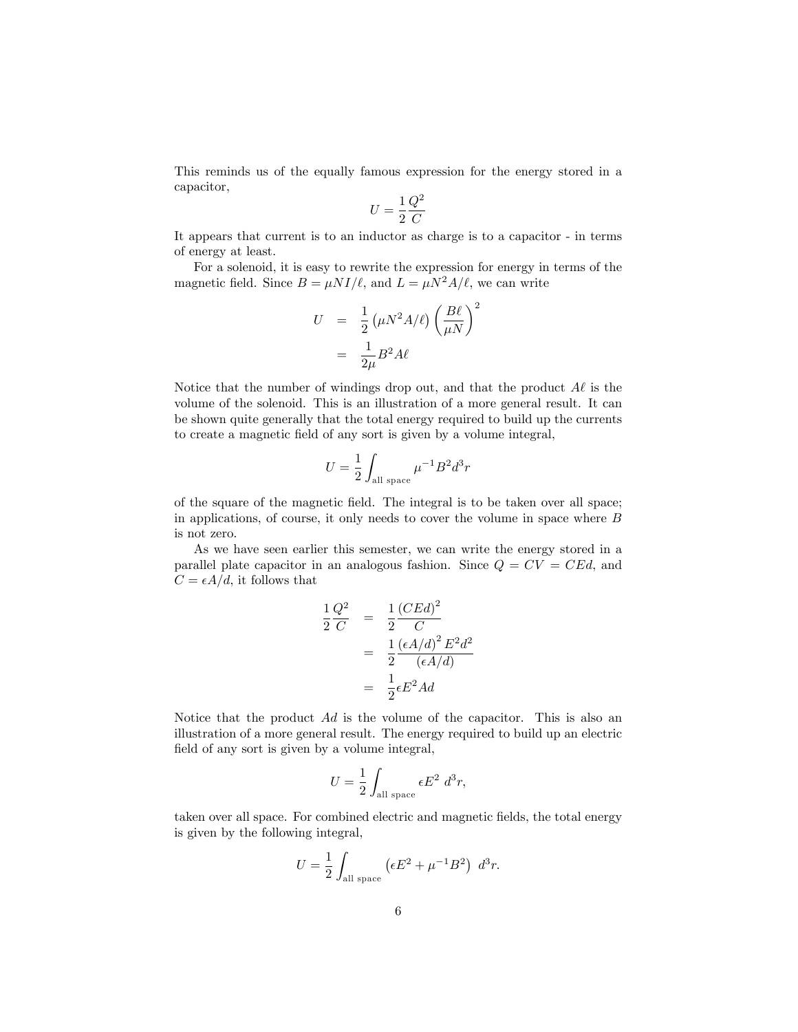This reminds us of the equally famous expression for the energy stored in a capacitor,

$$U = \frac{1}{2}\frac{Q^2}{C}$$

It appears that current is to an inductor as charge is to a capacitor - in terms of energy at least.

For a solenoid, it is easy to rewrite the expression for energy in terms of the magnetic field. Since $B = \mu NI/\ell$, and $L = \mu N^2 A/\ell$, we can write

$$\begin{aligned} U &= \frac{1}{2}\left(\mu N^2 A/\ell\right)\left(\frac{B\ell}{\mu N}\right)^2 \\ &= \frac{1}{2\mu}B^2 A\ell \end{aligned}$$

Notice that the number of windings drop out, and that the product $A\ell$ is the volume of the solenoid. This is an illustration of a more general result. It can be shown quite generally that the total energy required to build up the currents to create a magnetic field of any sort is given by a volume integral,

$$U = \frac{1}{2}\int_{\text{all space}} \mu^{-1} B^2 d^3r$$

of the square of the magnetic field. The integral is to be taken over all space; in applications, of course, it only needs to cover the volume in space where $B$ is not zero.

As we have seen earlier this semester, we can write the energy stored in a parallel plate capacitor in an analogous fashion. Since $Q = CV = CEd$, and $C = \epsilon A/d$, it follows that

$$\begin{aligned} \frac{1}{2}\frac{Q^2}{C} &= \frac{1}{2}\frac{(CEd)^2}{C} \\ &= \frac{1}{2}\frac{(\epsilon A/d)^2 E^2 d^2}{(\epsilon A/d)} \\ &= \frac{1}{2}\epsilon E^2 A d \end{aligned}$$

Notice that the product $Ad$ is the volume of the capacitor. This is also an illustration of a more general result. The energy required to build up an electric field of any sort is given by a volume integral,

$$U = \frac{1}{2}\int_{\text{all space}} \epsilon E^2 \ d^3r,$$

taken over all space. For combined electric and magnetic fields, the total energy is given by the following integral,

$$U = \frac{1}{2}\int_{\text{all space}} \left(\epsilon E^2 + \mu^{-1} B^2\right) \ d^3r.$$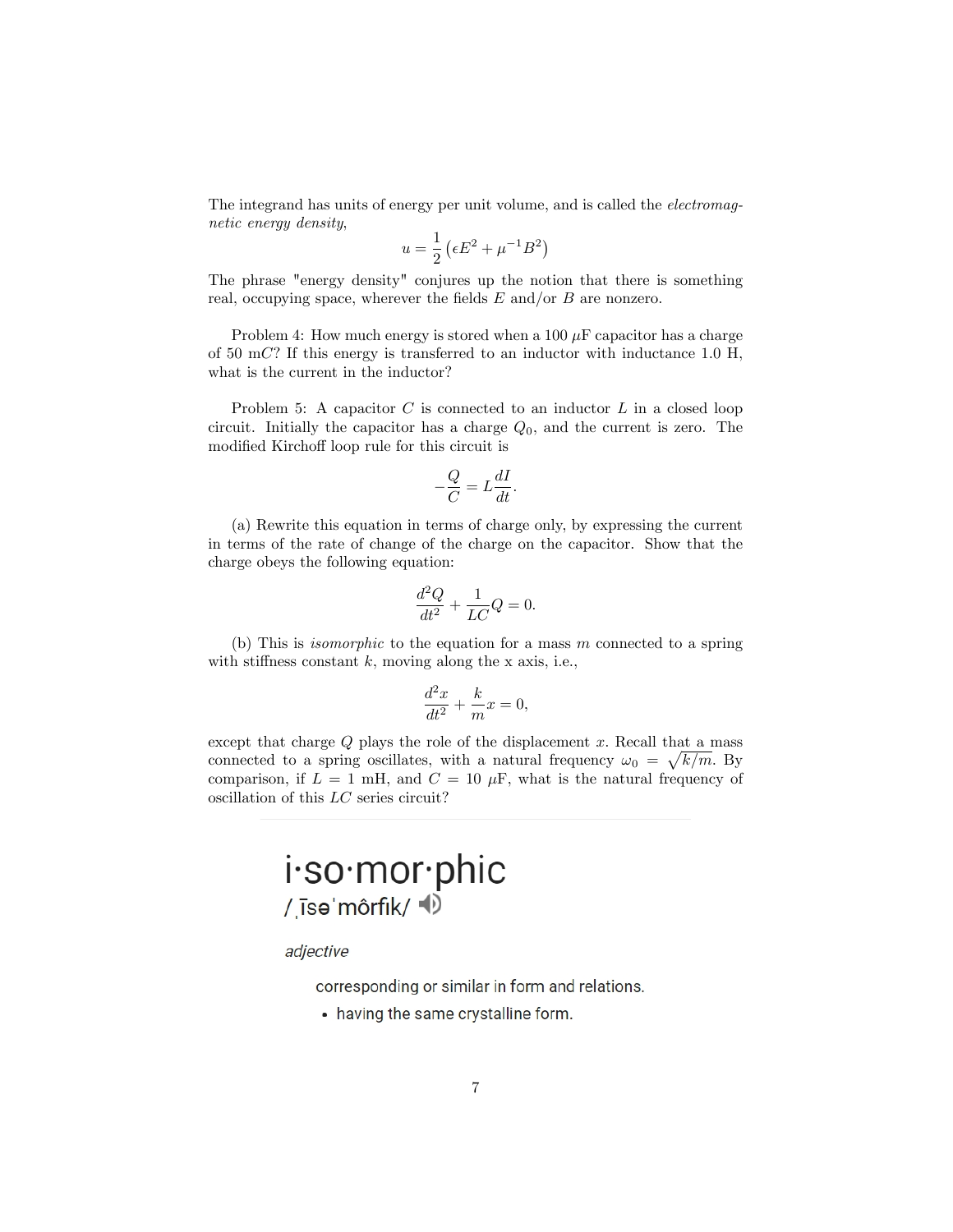The integrand has units of energy per unit volume, and is called the *electromagnetic energy density*,

$$u = \frac{1}{2}\left(\epsilon E^2 + \mu^{-1} B^2\right)$$

The phrase "energy density" conjures up the notion that there is something real, occupying space, wherever the fields $E$ and/or $B$ are nonzero.

Problem 4: How much energy is stored when a 100 $\mu$F capacitor has a charge of 50 m$C$? If this energy is transferred to an inductor with inductance 1.0 H, what is the current in the inductor?

Problem 5: A capacitor $C$ is connected to an inductor $L$ in a closed loop circuit. Initially the capacitor has a charge $Q_0$, and the current is zero. The modified Kirchoff loop rule for this circuit is

$$-\frac{Q}{C} = L\frac{dI}{dt}.$$

(a) Rewrite this equation in terms of charge only, by expressing the current in terms of the rate of change of the charge on the capacitor. Show that the charge obeys the following equation:

$$\frac{d^2Q}{dt^2} + \frac{1}{LC}Q = 0.$$

(b) This is *isomorphic* to the equation for a mass $m$ connected to a spring with stiffness constant $k$, moving along the x axis, i.e.,

$$\frac{d^2x}{dt^2} + \frac{k}{m}x = 0,$$

except that charge $Q$ plays the role of the displacement $x$. Recall that a mass connected to a spring oscillates, with a natural frequency $\omega_0 = \sqrt{k/m}$. By comparison, if $L = 1$ mH, and $C = 10$ $\mu$F, what is the natural frequency of oscillation of this $LC$ series circuit?

---

**i·so·mor·phic**

/ˌīsəˈmôrfik/

*adjective*

corresponding or similar in form and relations.

- having the same crystalline form.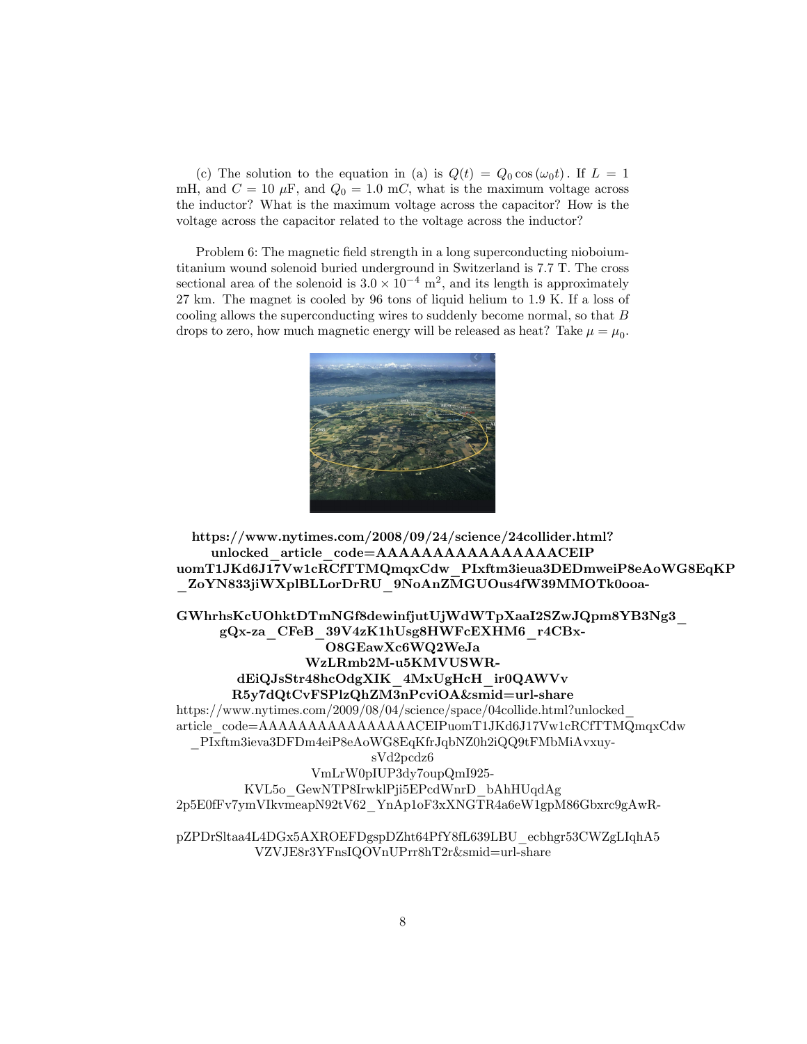(c) The solution to the equation in (a) is $Q(t) = Q_0 \cos(\omega_0 t)$. If $L = 1$ mH, and $C = 10$ $\mu$F, and $Q_0 = 1.0$ m$C$, what is the maximum voltage across the inductor? What is the maximum voltage across the capacitor? How is the voltage across the capacitor related to the voltage across the inductor?

Problem 6: The magnetic field strength in a long superconducting nioboium-titanium wound solenoid buried underground in Switzerland is 7.7 T. The cross sectional area of the solenoid is $3.0 \times 10^{-4}$ m$^2$, and its length is approximately 27 km. The magnet is cooled by 96 tons of liquid helium to 1.9 K. If a loss of cooling allows the superconducting wires to suddenly become normal, so that $B$ drops to zero, how much magnetic energy will be released as heat? Take $\mu = \mu_0$.

**https://www.nytimes.com/2008/09/24/science/24collider.html?unlocked_article_code=AAAAAAAAAAAAAAAACEIPuomT1JKd6J17Vw1cRCfTTMQmqxCdw_PIxftm3ieua3DEDmweiP8eAoWG8EqKP_ZoYN833jiWXplBLLorDrRU_9NoAnZMGUOus4fW39MMOTk0ooa-GWhrhsKcUOhktDTmNGf8dewinfjutUjWdWTpXaaI2SZwJQpm8YB3Ng3_gQx-za_CFeB_39V4zK1hUsg8HWFcEXHM6_r4CBx-O8GEawXc6WQ2WeJaWzLRmb2M-u5KMVUSWR-dEiQJsStr48hcOdgXIK_4MxUgHcH_ir0QAWVvR5y7dQtCvFSPlzQhZM3nPcviOA&smid=url-share**

https://www.nytimes.com/2009/08/04/science/space/04collide.html?unlocked_article_code=AAAAAAAAAAAAAAAACEIPuomT1JKd6J17Vw1cRCfTTMQmqxCdw_PIxftm3ieva3DFDm4eiP8eAoWG8EqKfrJqbNZ0h2iQQ9tFMbMiAvxuy-sVd2pcdz6VmLrW0pIUP3dy7oupQmI925-KVL5o_GewNTP8IrwklPji5EPcdWnrD_bAhHUqdAg2p5E0fFv7ymVIkvmeapN92tV62_YnAp1oF3xXNGTR4a6eW1gpM86Gbxrc9gAwR-pZPDrSltaa4L4DGx5AXROEFDgspDZht64PfY8fL639LBU_ecbhgr53CWZgLIqhA5VZVJE8r3YFnsIQOVnUPrr8hT2r&smid=url-share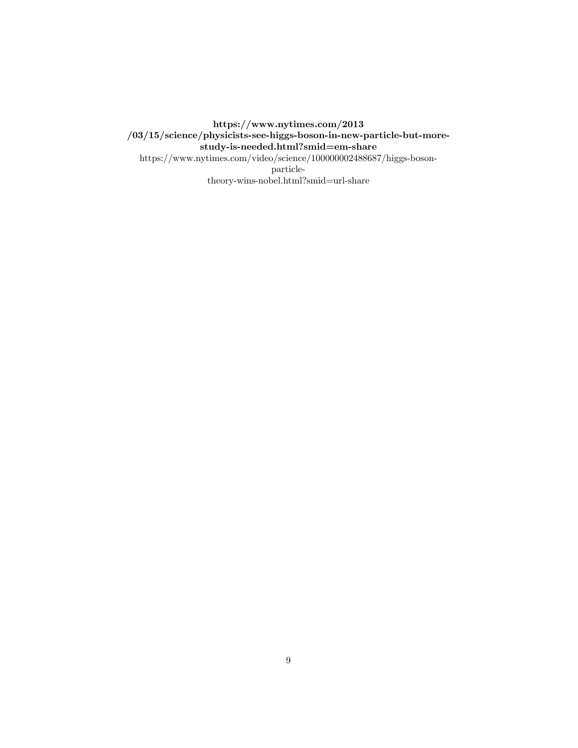**https://www.nytimes.com/2013/03/15/science/physicists-see-higgs-boson-in-new-particle-but-more-study-is-needed.html?smid=em-share**

https://www.nytimes.com/video/science/100000002488687/higgs-boson-particle-theory-wins-nobel.html?smid=url-share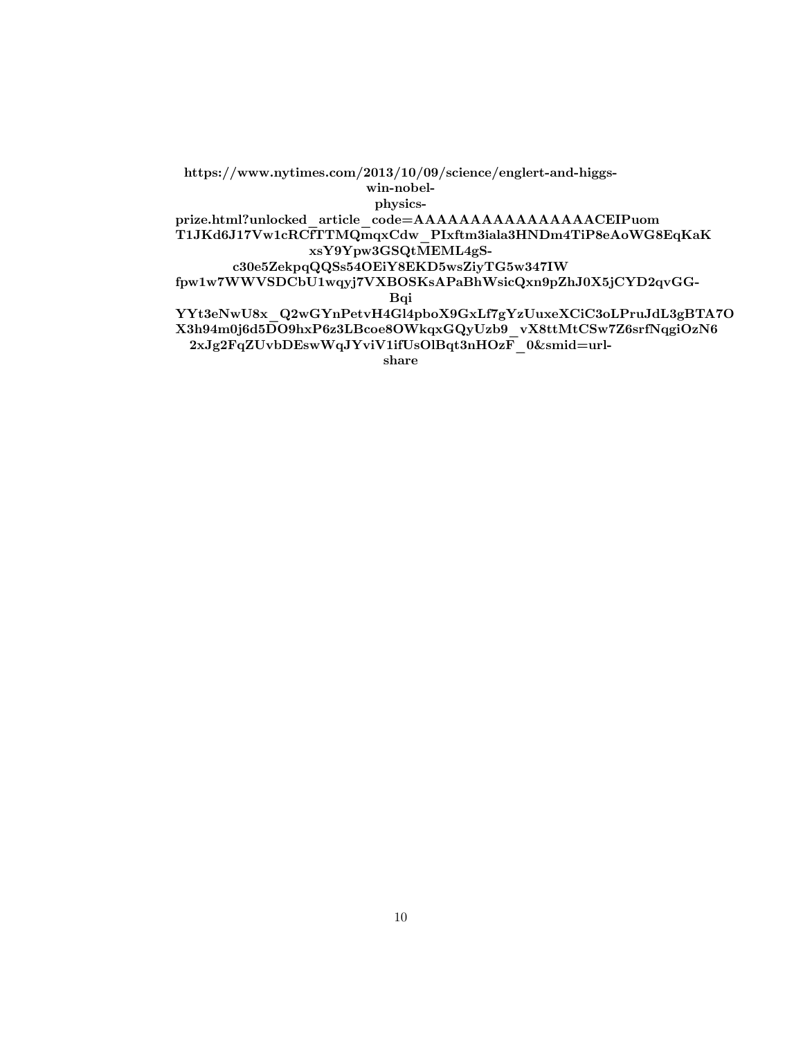**https://www.nytimes.com/2013/10/09/science/englert-and-higgs-win-nobel-physics-prize.html?unlocked_article_code=AAAAAAAAAAAAAAAACEIPuomT1JKd6J17Vw1cRCfTTMQmqxCdw_PIxftm3iala3HNDm4TiP8eAoWG8EqKaKxsY9Ypw3GSQtMEML4gS-c30e5ZekpqQQSs54OEiY8EKD5wsZiyTG5w347IWfpw1w7WWVSDCbU1wqyj7VXBOSKsAPaBhWsicQxn9pZhJ0X5jCYD2qvGG-BqiYYt3eNwU8x_Q2wGYnPetvH4Gl4pboX9GxLf7gYzUuxeXCiC3oLPruJdL3gBTA7OX3h94m0j6d5DO9hxP6z3LBcoe8OWkqxGQyUzb9_vX8ttMtCSw7Z6srfNqgiOzN62xJg2FqZUvbDEswWqJYviV1ifUsOlBqt3nHOzF_0&smid=url-share**